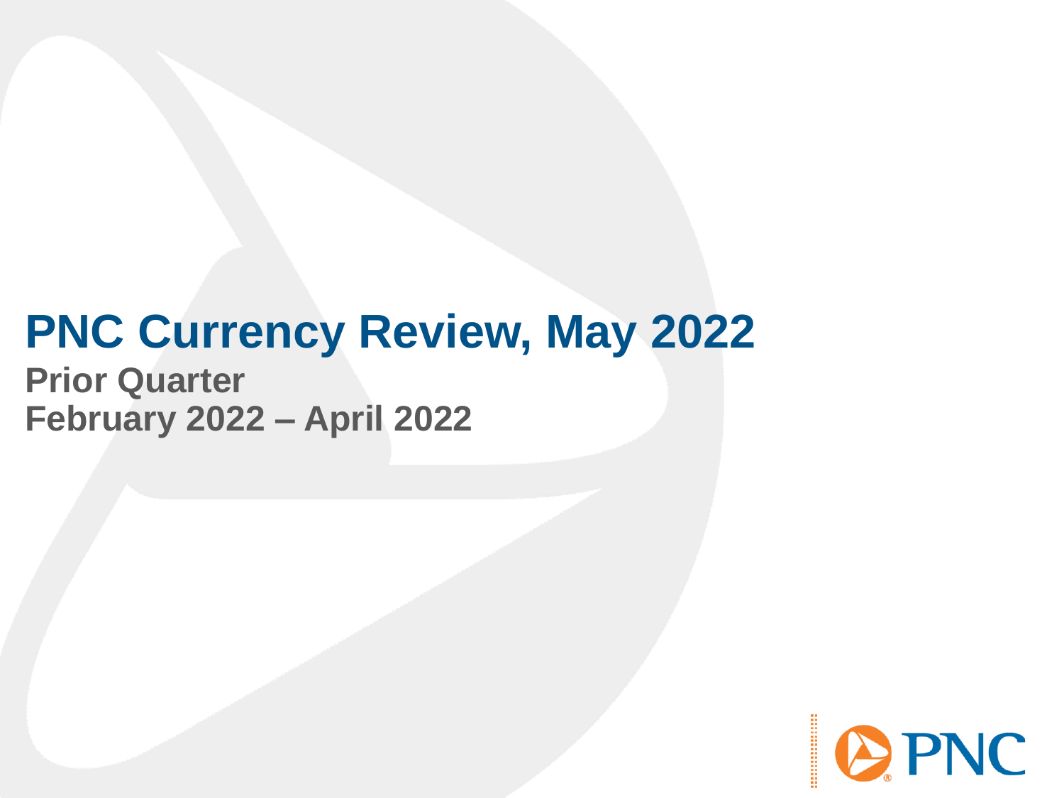# PNC Currency Review, May 2022

**Prior Quarter**
**February 2022 – April 2022**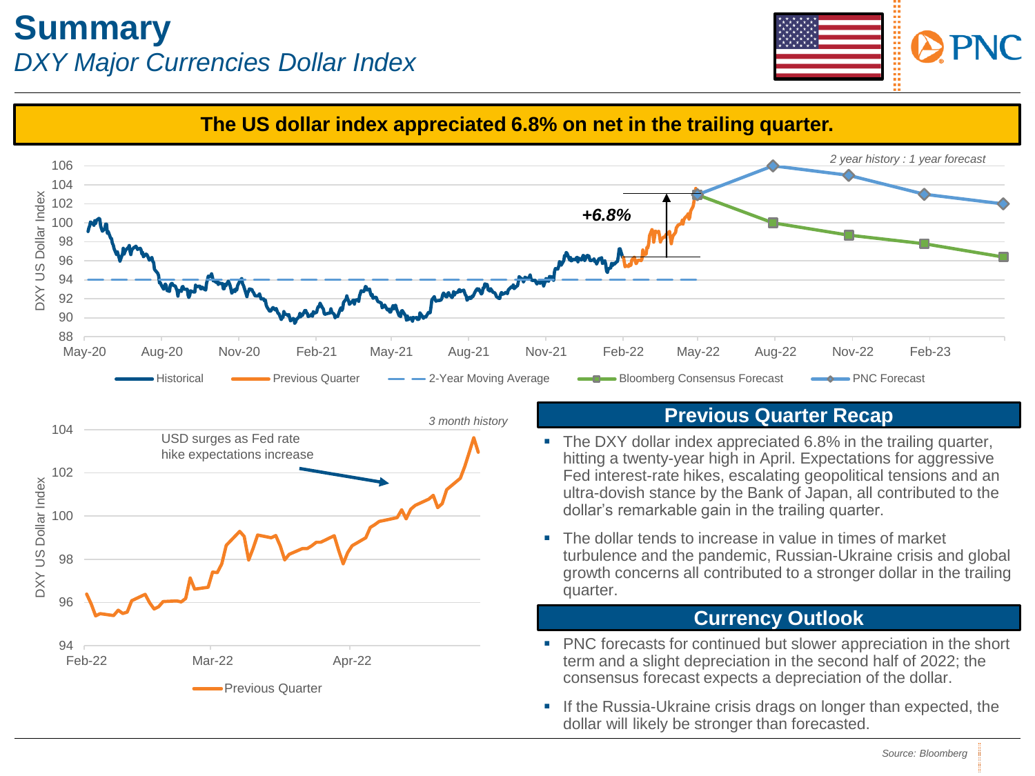# Summary

## *DXY Major Currencies Dollar Index*

**The US dollar index appreciated 6.8% on net in the trailing quarter.**

*2 year history : 1 year forecast*

+6.8%

Historical | Previous Quarter | 2-Year Moving Average | Bloomberg Consensus Forecast | PNC Forecast

*3 month history*

USD surges as Fed rate hike expectations increase

Previous Quarter

## Previous Quarter Recap

- The DXY dollar index appreciated 6.8% in the trailing quarter, hitting a twenty-year high in April. Expectations for aggressive Fed interest-rate hikes, escalating geopolitical tensions and an ultra-dovish stance by the Bank of Japan, all contributed to the dollar's remarkable gain in the trailing quarter.
- The dollar tends to increase in value in times of market turbulence and the pandemic, Russian-Ukraine crisis and global growth concerns all contributed to a stronger dollar in the trailing quarter.

## Currency Outlook

- PNC forecasts for continued but slower appreciation in the short term and a slight depreciation in the second half of 2022; the consensus forecast expects a depreciation of the dollar.
- If the Russia-Ukraine crisis drags on longer than expected, the dollar will likely be stronger than forecasted.

*Source: Bloomberg*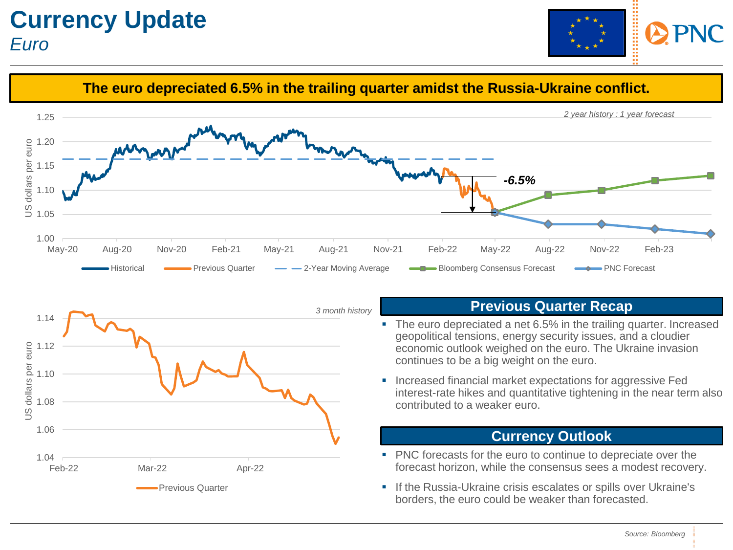# Currency Update

*Euro*

**The euro depreciated 6.5% in the trailing quarter amidst the Russia-Ukraine conflict.**

*2 year history : 1 year forecast*

-6.5%

Historical | Previous Quarter | 2-Year Moving Average | Bloomberg Consensus Forecast | PNC Forecast

*3 month history*

Previous Quarter

## Previous Quarter Recap

- The euro depreciated a net 6.5% in the trailing quarter. Increased geopolitical tensions, energy security issues, and a cloudier economic outlook weighed on the euro. The Ukraine invasion continues to be a big weight on the euro.
- Increased financial market expectations for aggressive Fed interest-rate hikes and quantitative tightening in the near term also contributed to a weaker euro.

## Currency Outlook

- PNC forecasts for the euro to continue to depreciate over the forecast horizon, while the consensus sees a modest recovery.
- If the Russia-Ukraine crisis escalates or spills over Ukraine's borders, the euro could be weaker than forecasted.

*Source: Bloomberg*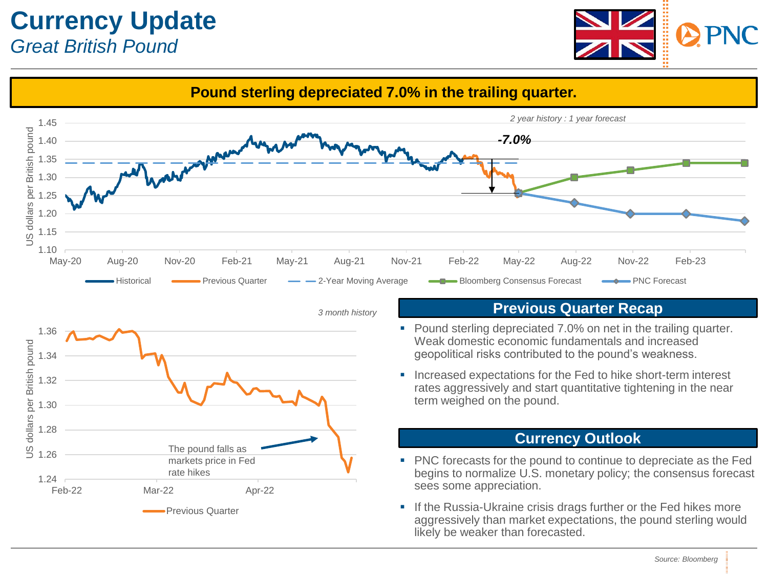# Currency Update

*Great British Pound*

**Pound sterling depreciated 7.0% in the trailing quarter.**

*2 year history : 1 year forecast*

-7.0%

US dollars per British pound

Historical | Previous Quarter | 2-Year Moving Average | Bloomberg Consensus Forecast | PNC Forecast

*3 month history*

The pound falls as markets price in Fed rate hikes

Previous Quarter

## Previous Quarter Recap

- Pound sterling depreciated 7.0% on net in the trailing quarter. Weak domestic economic fundamentals and increased geopolitical risks contributed to the pound's weakness.
- Increased expectations for the Fed to hike short-term interest rates aggressively and start quantitative tightening in the near term weighed on the pound.

## Currency Outlook

- PNC forecasts for the pound to continue to depreciate as the Fed begins to normalize U.S. monetary policy; the consensus forecast sees some appreciation.
- If the Russia-Ukraine crisis drags further or the Fed hikes more aggressively than market expectations, the pound sterling would likely be weaker than forecasted.

*Source: Bloomberg*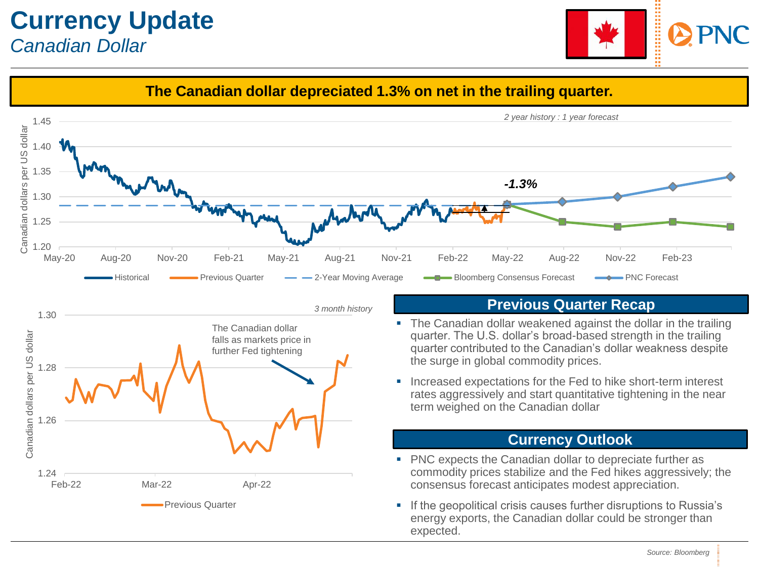# Currency Update

*Canadian Dollar*

**The Canadian dollar depreciated 1.3% on net in the trailing quarter.**

*2 year history : 1 year forecast*

-1.3%

Historical | Previous Quarter | 2-Year Moving Average | Bloomberg Consensus Forecast | PNC Forecast

*3 month history*

The Canadian dollar falls as markets price in further Fed tightening

Previous Quarter

## Previous Quarter Recap

- The Canadian dollar weakened against the dollar in the trailing quarter. The U.S. dollar's broad-based strength in the trailing quarter contributed to the Canadian's dollar weakness despite the surge in global commodity prices.
- Increased expectations for the Fed to hike short-term interest rates aggressively and start quantitative tightening in the near term weighed on the Canadian dollar

## Currency Outlook

- PNC expects the Canadian dollar to depreciate further as commodity prices stabilize and the Fed hikes aggressively; the consensus forecast anticipates modest appreciation.
- If the geopolitical crisis causes further disruptions to Russia's energy exports, the Canadian dollar could be stronger than expected.

*Source: Bloomberg*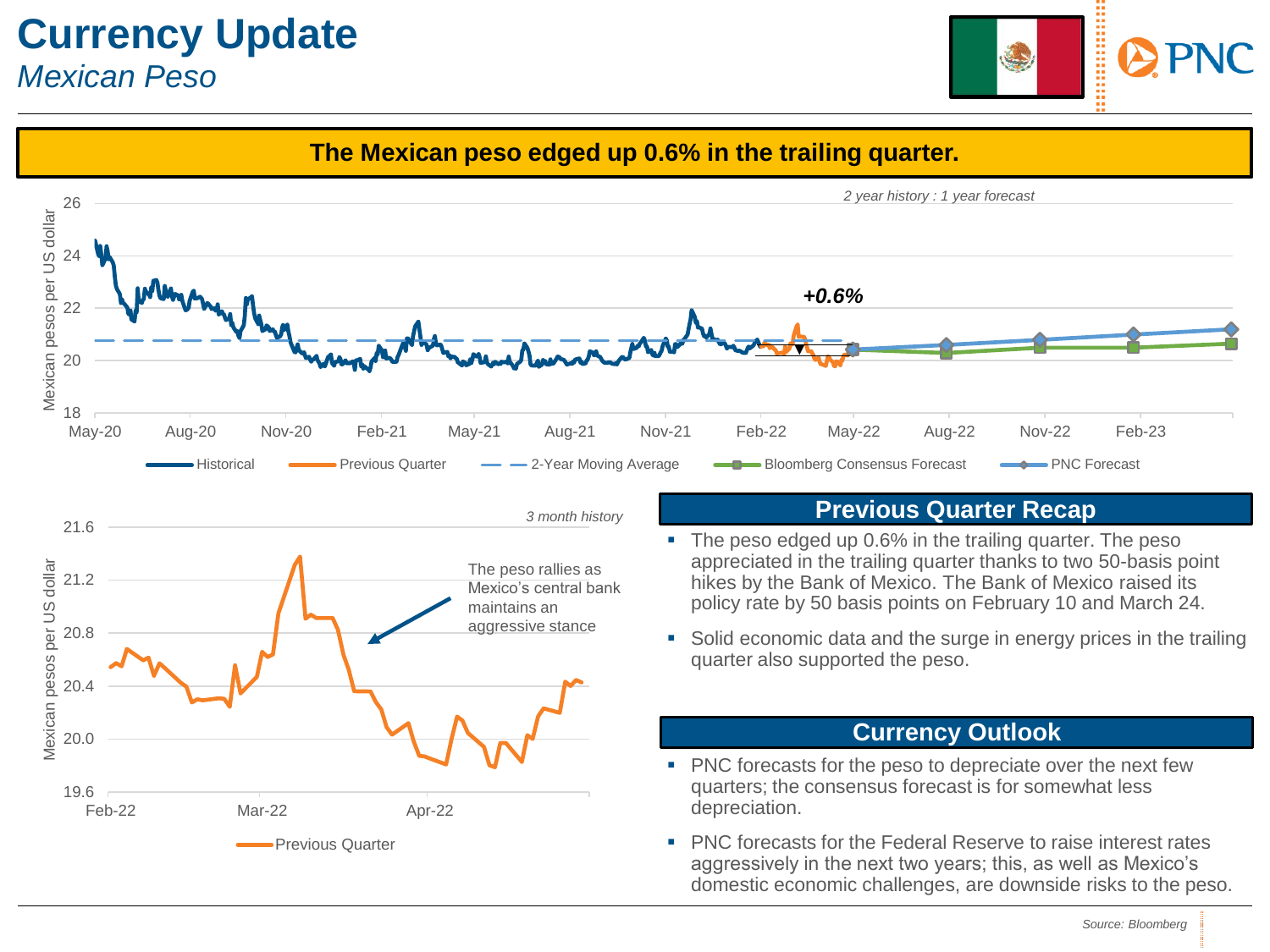# Currency Update

*Mexican Peso*

**The Mexican peso edged up 0.6% in the trailing quarter.**

*2 year history : 1 year forecast*

**+0.6%**

Mexican pesos per US dollar

Historical | Previous Quarter | 2-Year Moving Average | Bloomberg Consensus Forecast | PNC Forecast

*3 month history*

The peso rallies as Mexico's central bank maintains an aggressive stance

Previous Quarter

## Previous Quarter Recap

- The peso edged up 0.6% in the trailing quarter. The peso appreciated in the trailing quarter thanks to two 50-basis point hikes by the Bank of Mexico. The Bank of Mexico raised its policy rate by 50 basis points on February 10 and March 24.
- Solid economic data and the surge in energy prices in the trailing quarter also supported the peso.

## Currency Outlook

- PNC forecasts for the peso to depreciate over the next few quarters; the consensus forecast is for somewhat less depreciation.
- PNC forecasts for the Federal Reserve to raise interest rates aggressively in the next two years; this, as well as Mexico's domestic economic challenges, are downside risks to the peso.

*Source: Bloomberg*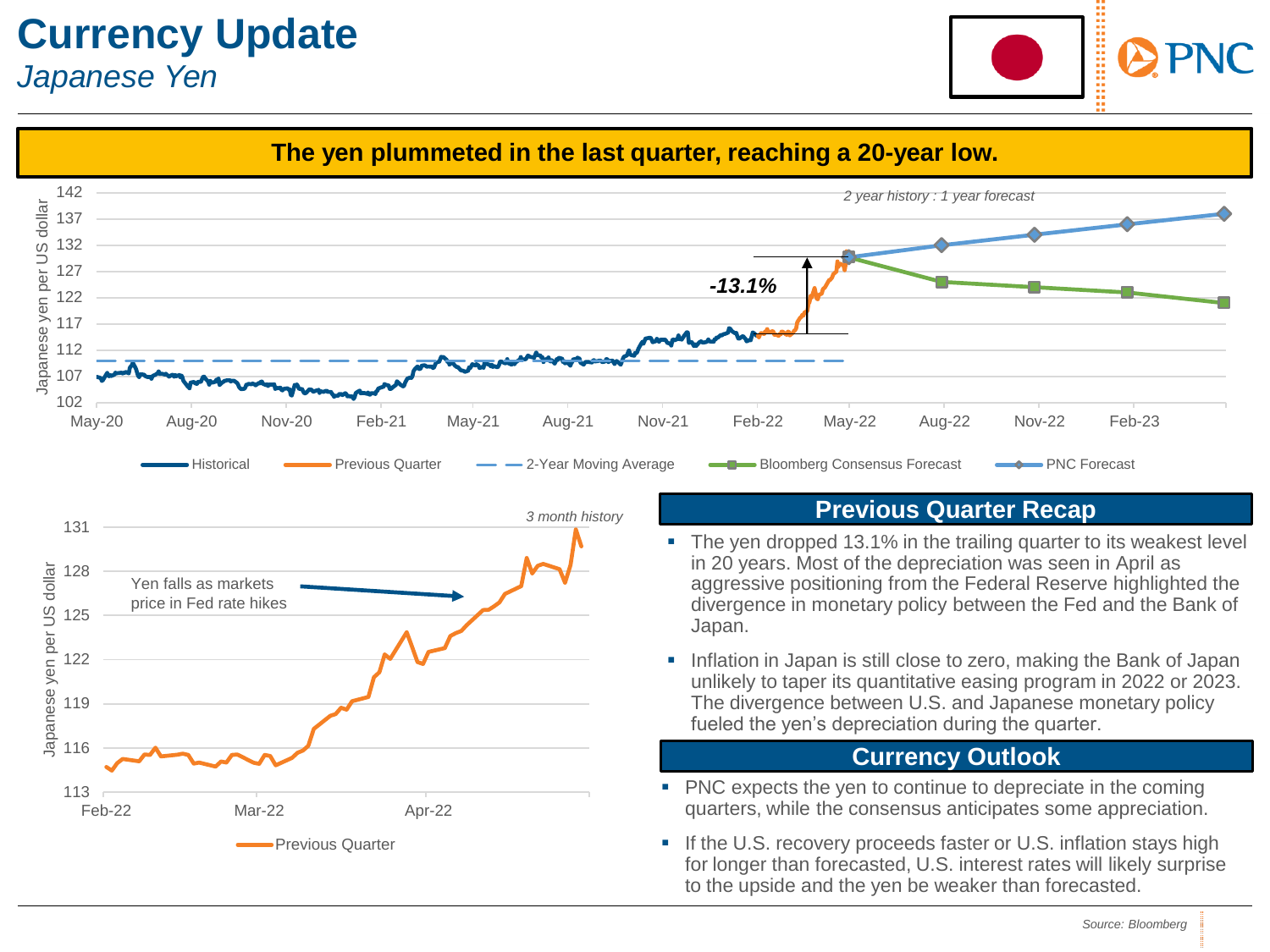# Currency Update

*Japanese Yen*

**The yen plummeted in the last quarter, reaching a 20-year low.**

*2 year history : 1 year forecast*

Japanese yen per US dollar

-13.1%

Historical | Previous Quarter | 2-Year Moving Average | Bloomberg Consensus Forecast | PNC Forecast

*3 month history*

Yen falls as markets price in Fed rate hikes

Previous Quarter

## Previous Quarter Recap

- The yen dropped 13.1% in the trailing quarter to its weakest level in 20 years. Most of the depreciation was seen in April as aggressive positioning from the Federal Reserve highlighted the divergence in monetary policy between the Fed and the Bank of Japan.
- Inflation in Japan is still close to zero, making the Bank of Japan unlikely to taper its quantitative easing program in 2022 or 2023. The divergence between U.S. and Japanese monetary policy fueled the yen's depreciation during the quarter.

## Currency Outlook

- PNC expects the yen to continue to depreciate in the coming quarters, while the consensus anticipates some appreciation.
- If the U.S. recovery proceeds faster or U.S. inflation stays high for longer than forecasted, U.S. interest rates will likely surprise to the upside and the yen be weaker than forecasted.

*Source: Bloomberg*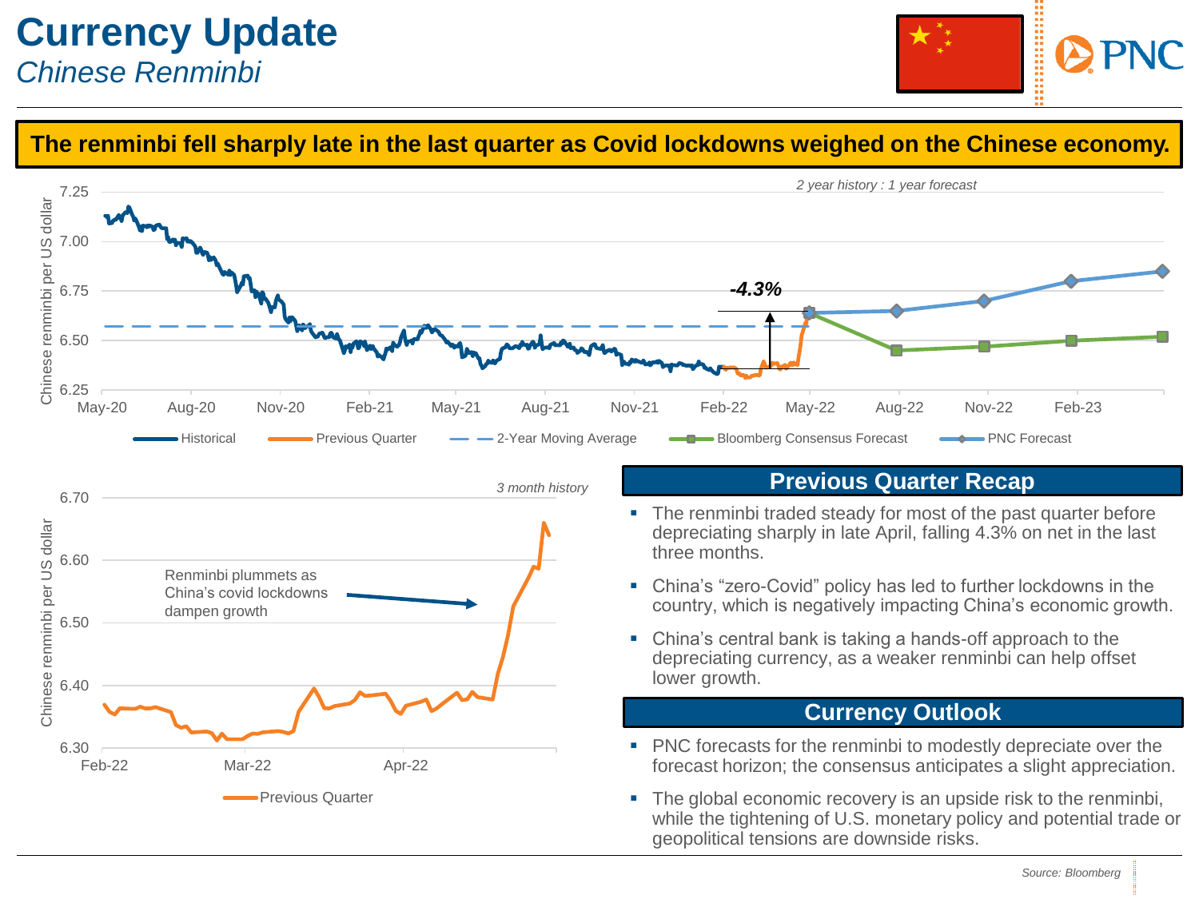# Currency Update

*Chinese Renminbi*

**The renminbi fell sharply late in the last quarter as Covid lockdowns weighed on the Chinese economy.**

*2 year history : 1 year forecast*

-4.3%

Chinese renminbi per US dollar

Historical | Previous Quarter | 2-Year Moving Average | Bloomberg Consensus Forecast | PNC Forecast

*3 month history*

Renminbi plummets as China's covid lockdowns dampen growth

Previous Quarter

## Previous Quarter Recap

- The renminbi traded steady for most of the past quarter before depreciating sharply in late April, falling 4.3% on net in the last three months.
- China's "zero-Covid" policy has led to further lockdowns in the country, which is negatively impacting China's economic growth.
- China's central bank is taking a hands-off approach to the depreciating currency, as a weaker renminbi can help offset lower growth.

## Currency Outlook

- PNC forecasts for the renminbi to modestly depreciate over the forecast horizon; the consensus anticipates a slight appreciation.
- The global economic recovery is an upside risk to the renminbi, while the tightening of U.S. monetary policy and potential trade or geopolitical tensions are downside risks.

*Source: Bloomberg*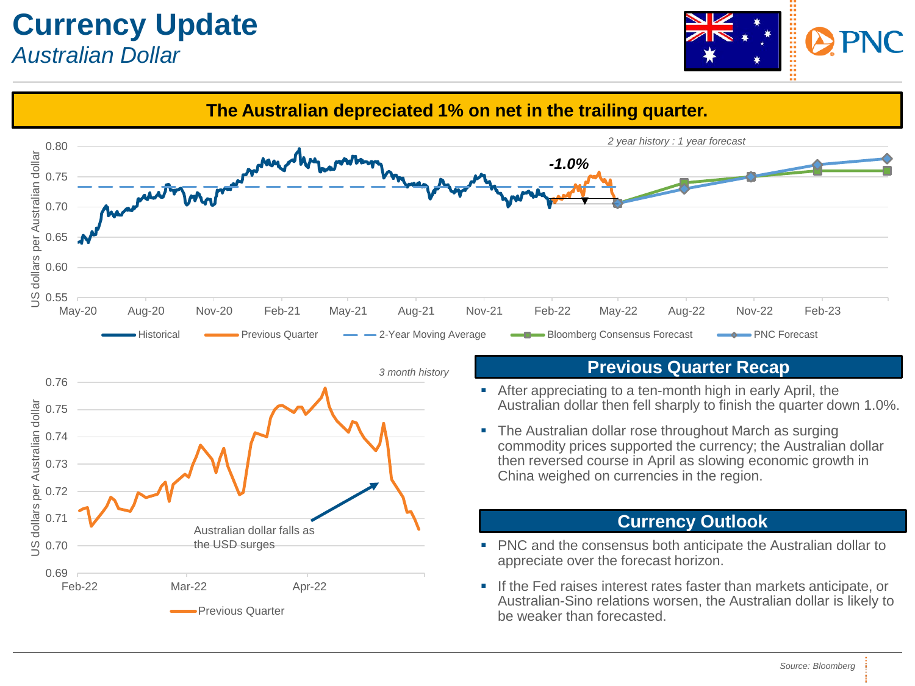# Currency Update

*Australian Dollar*

**The Australian depreciated 1% on net in the trailing quarter.**

*2 year history : 1 year forecast*

-1.0%

US dollars per Australian dollar

Historical | Previous Quarter | 2-Year Moving Average | Bloomberg Consensus Forecast | PNC Forecast

*3 month history*

Australian dollar falls as the USD surges

Previous Quarter

## Previous Quarter Recap

- After appreciating to a ten-month high in early April, the Australian dollar then fell sharply to finish the quarter down 1.0%.
- The Australian dollar rose throughout March as surging commodity prices supported the currency; the Australian dollar then reversed course in April as slowing economic growth in China weighed on currencies in the region.

## Currency Outlook

- PNC and the consensus both anticipate the Australian dollar to appreciate over the forecast horizon.
- If the Fed raises interest rates faster than markets anticipate, or Australian-Sino relations worsen, the Australian dollar is likely to be weaker than forecasted.

*Source: Bloomberg*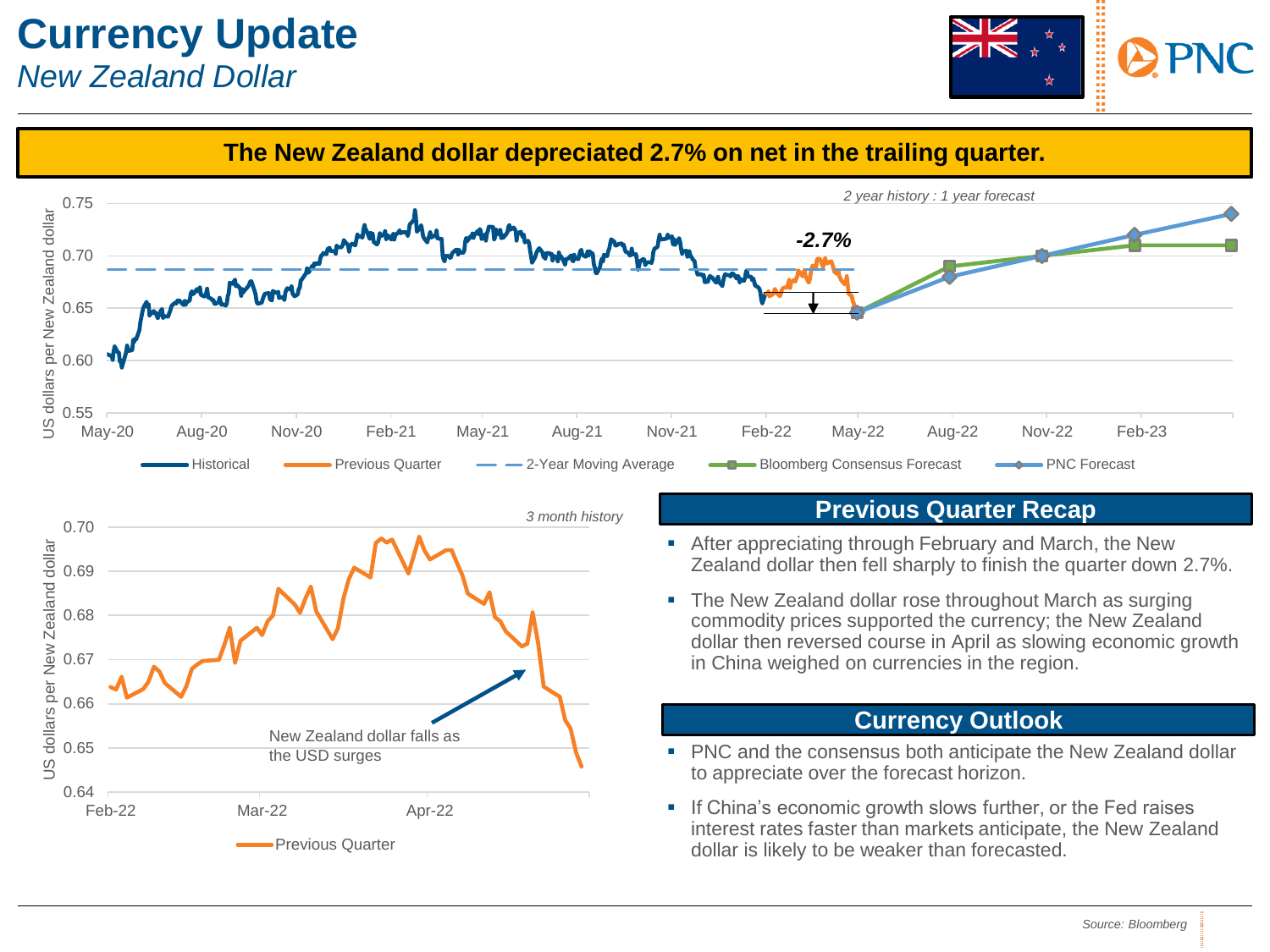# Currency Update

*New Zealand Dollar*

**The New Zealand dollar depreciated 2.7% on net in the trailing quarter.**

*2 year history : 1 year forecast*

-2.7%

US dollars per New Zealand dollar

0.75
0.70
0.65
0.60
0.55

May-20 Aug-20 Nov-20 Feb-21 May-21 Aug-21 Nov-21 Feb-22 May-22 Aug-22 Nov-22 Feb-23

Historical | Previous Quarter | 2-Year Moving Average | Bloomberg Consensus Forecast | PNC Forecast

*3 month history*

US dollars per New Zealand dollar

0.70
0.69
0.68
0.67
0.66
0.65
0.64

Feb-22 Mar-22 Apr-22

New Zealand dollar falls as the USD surges

Previous Quarter

## Previous Quarter Recap

- After appreciating through February and March, the New Zealand dollar then fell sharply to finish the quarter down 2.7%.
- The New Zealand dollar rose throughout March as surging commodity prices supported the currency; the New Zealand dollar then reversed course in April as slowing economic growth in China weighed on currencies in the region.

## Currency Outlook

- PNC and the consensus both anticipate the New Zealand dollar to appreciate over the forecast horizon.
- If China's economic growth slows further, or the Fed raises interest rates faster than markets anticipate, the New Zealand dollar is likely to be weaker than forecasted.

*Source: Bloomberg*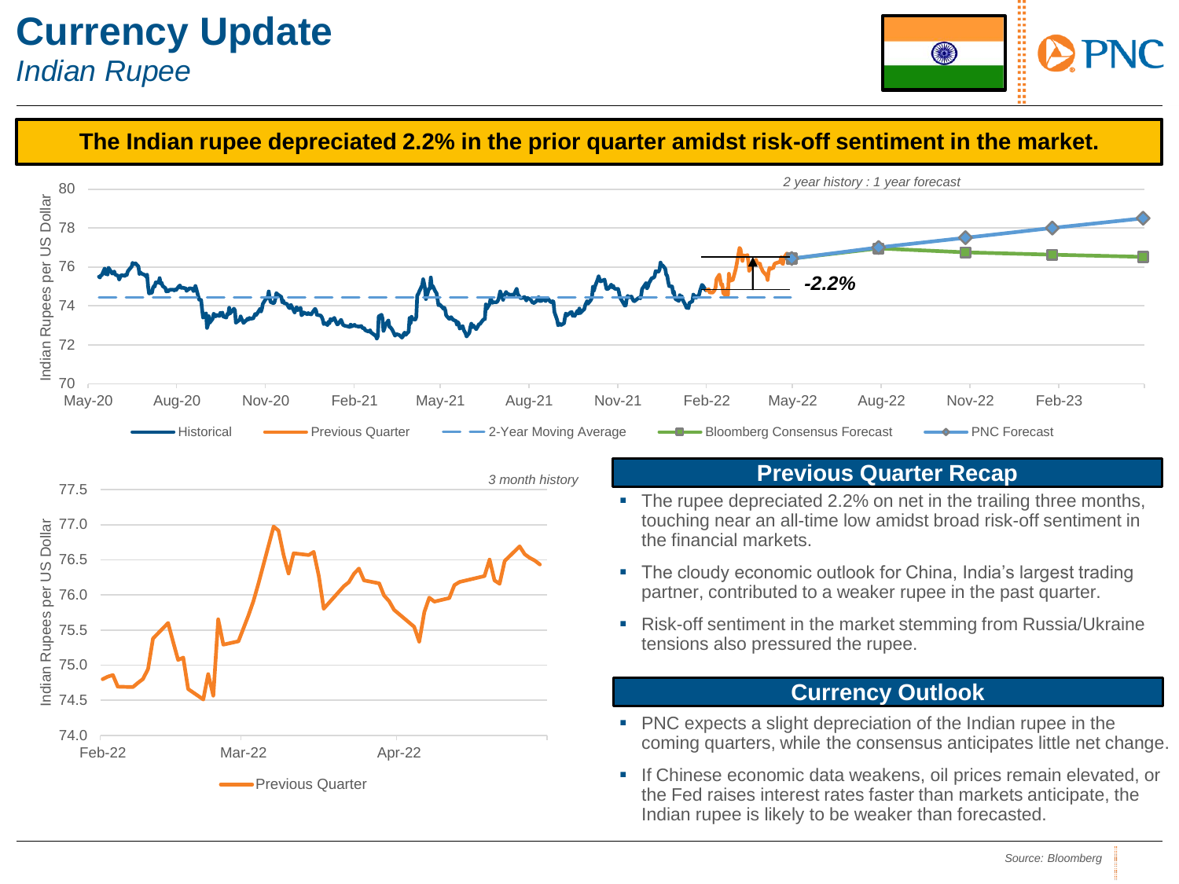# Currency Update

*Indian Rupee*

**The Indian rupee depreciated 2.2% in the prior quarter amidst risk-off sentiment in the market.**

*2 year history : 1 year forecast*

Indian Rupees per US Dollar

-2.2%

Historical | Previous Quarter | 2-Year Moving Average | Bloomberg Consensus Forecast | PNC Forecast

*3 month history*

Indian Rupees per US Dollar

Previous Quarter

## Previous Quarter Recap

- The rupee depreciated 2.2% on net in the trailing three months, touching near an all-time low amidst broad risk-off sentiment in the financial markets.
- The cloudy economic outlook for China, India's largest trading partner, contributed to a weaker rupee in the past quarter.
- Risk-off sentiment in the market stemming from Russia/Ukraine tensions also pressured the rupee.

## Currency Outlook

- PNC expects a slight depreciation of the Indian rupee in the coming quarters, while the consensus anticipates little net change.
- If Chinese economic data weakens, oil prices remain elevated, or the Fed raises interest rates faster than markets anticipate, the Indian rupee is likely to be weaker than forecasted.

*Source: Bloomberg*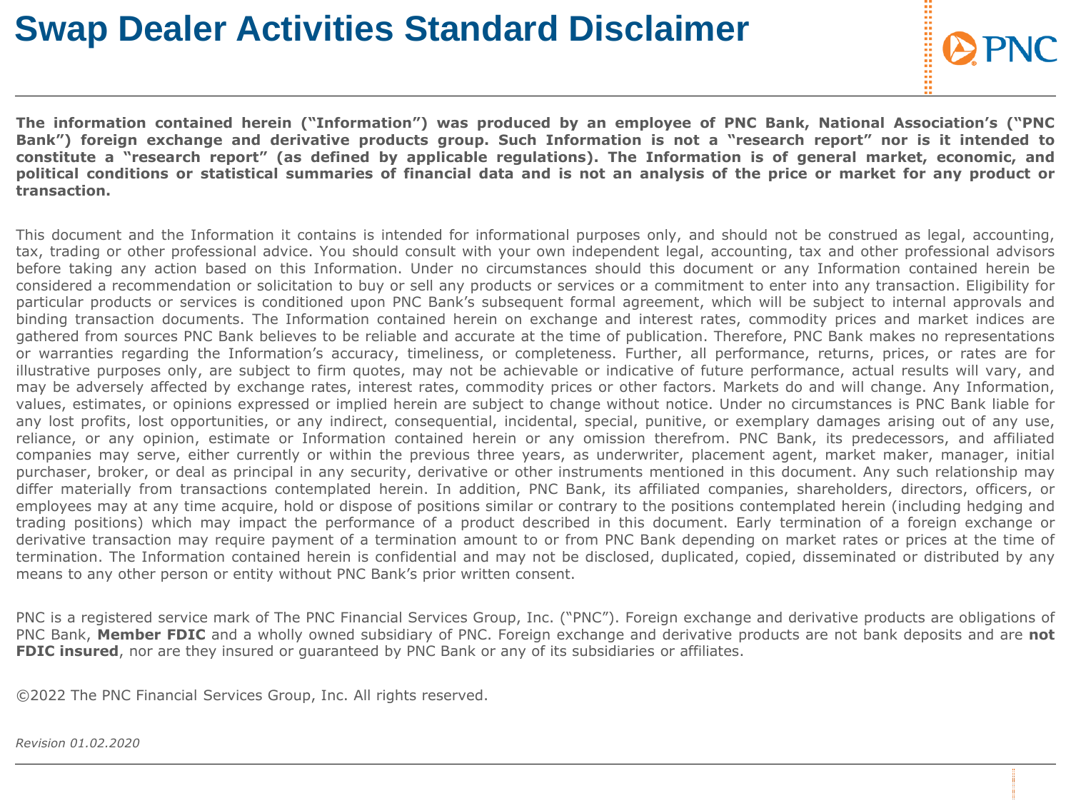# Swap Dealer Activities Standard Disclaimer

**The information contained herein ("Information") was produced by an employee of PNC Bank, National Association's ("PNC Bank") foreign exchange and derivative products group. Such Information is not a "research report" nor is it intended to constitute a "research report" (as defined by applicable regulations). The Information is of general market, economic, and political conditions or statistical summaries of financial data and is not an analysis of the price or market for any product or transaction.**

This document and the Information it contains is intended for informational purposes only, and should not be construed as legal, accounting, tax, trading or other professional advice. You should consult with your own independent legal, accounting, tax and other professional advisors before taking any action based on this Information. Under no circumstances should this document or any Information contained herein be considered a recommendation or solicitation to buy or sell any products or services or a commitment to enter into any transaction. Eligibility for particular products or services is conditioned upon PNC Bank's subsequent formal agreement, which will be subject to internal approvals and binding transaction documents. The Information contained herein on exchange and interest rates, commodity prices and market indices are gathered from sources PNC Bank believes to be reliable and accurate at the time of publication. Therefore, PNC Bank makes no representations or warranties regarding the Information's accuracy, timeliness, or completeness. Further, all performance, returns, prices, or rates are for illustrative purposes only, are subject to firm quotes, may not be achievable or indicative of future performance, actual results will vary, and may be adversely affected by exchange rates, interest rates, commodity prices or other factors. Markets do and will change. Any Information, values, estimates, or opinions expressed or implied herein are subject to change without notice. Under no circumstances is PNC Bank liable for any lost profits, lost opportunities, or any indirect, consequential, incidental, special, punitive, or exemplary damages arising out of any use, reliance, or any opinion, estimate or Information contained herein or any omission therefrom. PNC Bank, its predecessors, and affiliated companies may serve, either currently or within the previous three years, as underwriter, placement agent, market maker, manager, initial purchaser, broker, or deal as principal in any security, derivative or other instruments mentioned in this document. Any such relationship may differ materially from transactions contemplated herein. In addition, PNC Bank, its affiliated companies, shareholders, directors, officers, or employees may at any time acquire, hold or dispose of positions similar or contrary to the positions contemplated herein (including hedging and trading positions) which may impact the performance of a product described in this document. Early termination of a foreign exchange or derivative transaction may require payment of a termination amount to or from PNC Bank depending on market rates or prices at the time of termination. The Information contained herein is confidential and may not be disclosed, duplicated, copied, disseminated or distributed by any means to any other person or entity without PNC Bank's prior written consent.

PNC is a registered service mark of The PNC Financial Services Group, Inc. ("PNC"). Foreign exchange and derivative products are obligations of PNC Bank, **Member FDIC** and a wholly owned subsidiary of PNC. Foreign exchange and derivative products are not bank deposits and are **not FDIC insured**, nor are they insured or guaranteed by PNC Bank or any of its subsidiaries or affiliates.

©2022 The PNC Financial Services Group, Inc. All rights reserved.

*Revision 01.02.2020*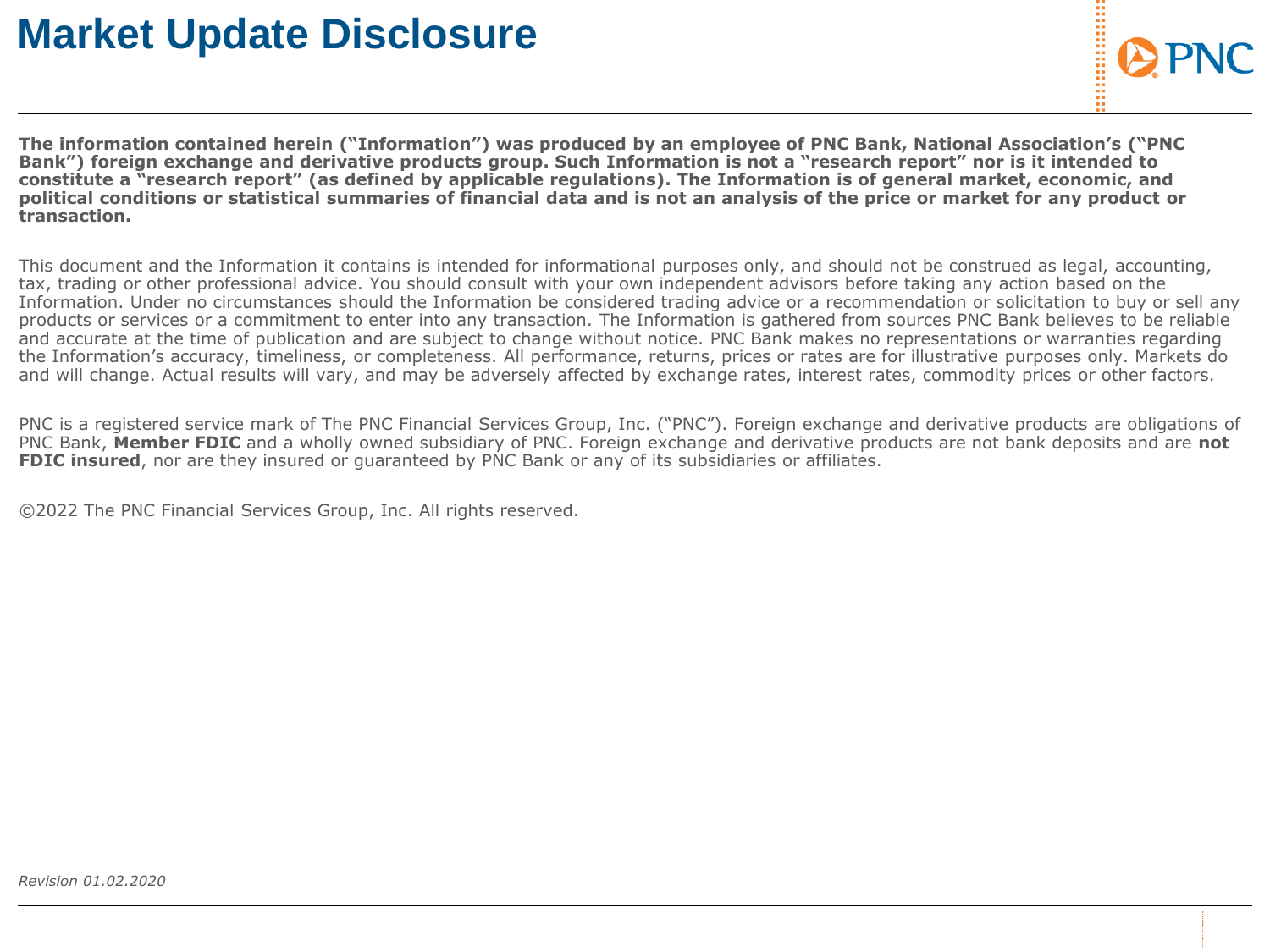# Market Update Disclosure

**The information contained herein ("Information") was produced by an employee of PNC Bank, National Association's ("PNC Bank") foreign exchange and derivative products group. Such Information is not a "research report" nor is it intended to constitute a "research report" (as defined by applicable regulations). The Information is of general market, economic, and political conditions or statistical summaries of financial data and is not an analysis of the price or market for any product or transaction.**

This document and the Information it contains is intended for informational purposes only, and should not be construed as legal, accounting, tax, trading or other professional advice. You should consult with your own independent advisors before taking any action based on the Information. Under no circumstances should the Information be considered trading advice or a recommendation or solicitation to buy or sell any products or services or a commitment to enter into any transaction. The Information is gathered from sources PNC Bank believes to be reliable and accurate at the time of publication and are subject to change without notice. PNC Bank makes no representations or warranties regarding the Information's accuracy, timeliness, or completeness. All performance, returns, prices or rates are for illustrative purposes only. Markets do and will change. Actual results will vary, and may be adversely affected by exchange rates, interest rates, commodity prices or other factors.

PNC is a registered service mark of The PNC Financial Services Group, Inc. ("PNC"). Foreign exchange and derivative products are obligations of PNC Bank, **Member FDIC** and a wholly owned subsidiary of PNC. Foreign exchange and derivative products are not bank deposits and are **not FDIC insured**, nor are they insured or guaranteed by PNC Bank or any of its subsidiaries or affiliates.

©2022 The PNC Financial Services Group, Inc. All rights reserved.

*Revision 01.02.2020*